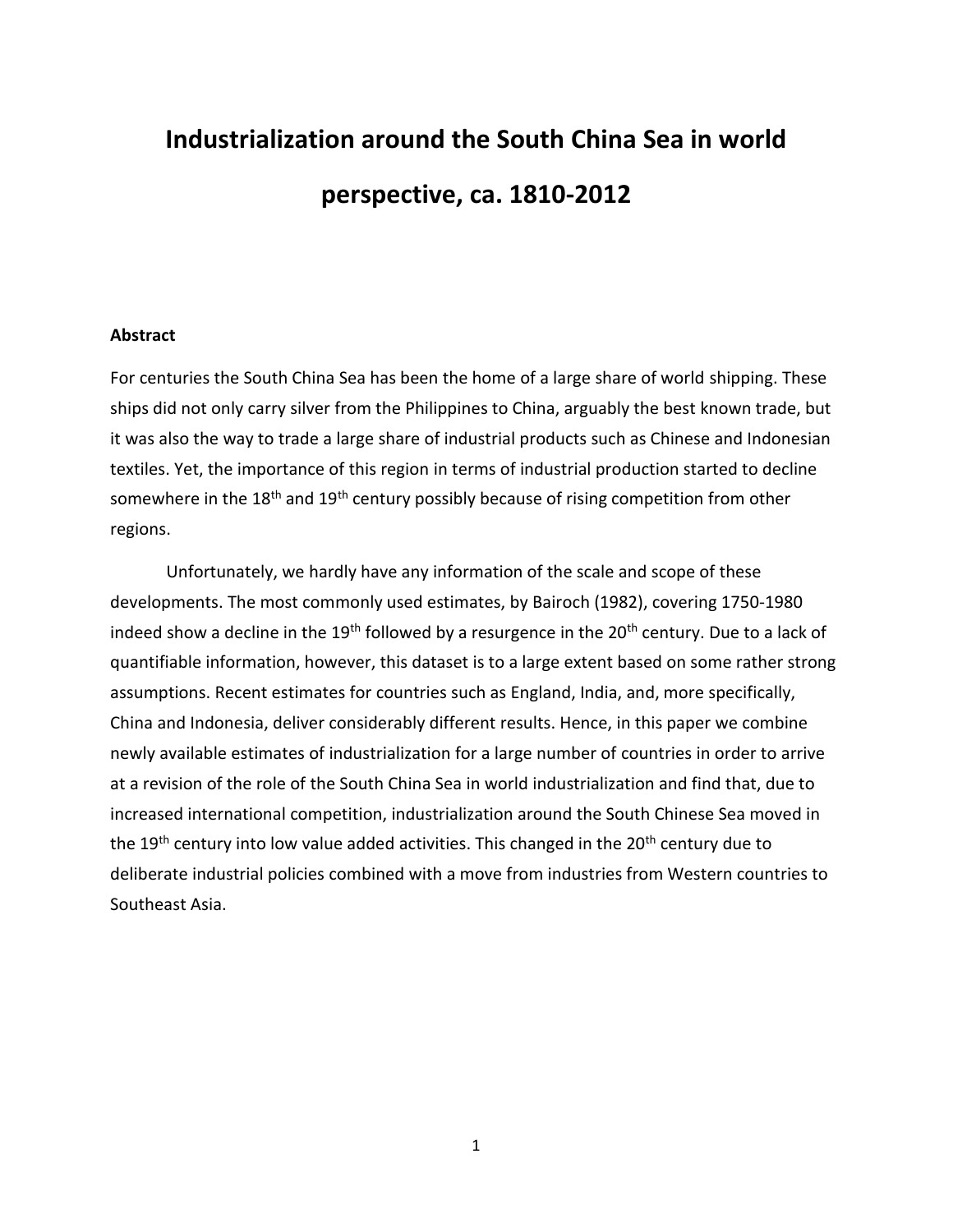# Industrialization around the South China Sea in world perspective, ca. 1810-2012

### Abstract

For centuries the South China Sea has been the home of a large share of world shipping. These ships did not only carry silver from the Philippines to China, arguably the best known trade, but it was also the way to trade a large share of industrial products such as Chinese and Indonesian textiles. Yet, the importance of this region in terms of industrial production started to decline somewhere in the 18th and 19th century possibly because of rising competition from other regions.

Unfortunately, we hardly have any information of the scale and scope of these developments. The most commonly used estimates, by Bairoch (1982), covering 1750-1980 indeed show a decline in the 19th followed by a resurgence in the 20th century. Due to a lack of quantifiable information, however, this dataset is to a large extent based on some rather strong assumptions. Recent estimates for countries such as England, India, and, more specifically, China and Indonesia, deliver considerably different results. Hence, in this paper we combine newly available estimates of industrialization for a large number of countries in order to arrive at a revision of the role of the South China Sea in world industrialization and find that, due to increased international competition, industrialization around the South Chinese Sea moved in the 19th century into low value added activities. This changed in the 20th century due to deliberate industrial policies combined with a move from industries from Western countries to Southeast Asia.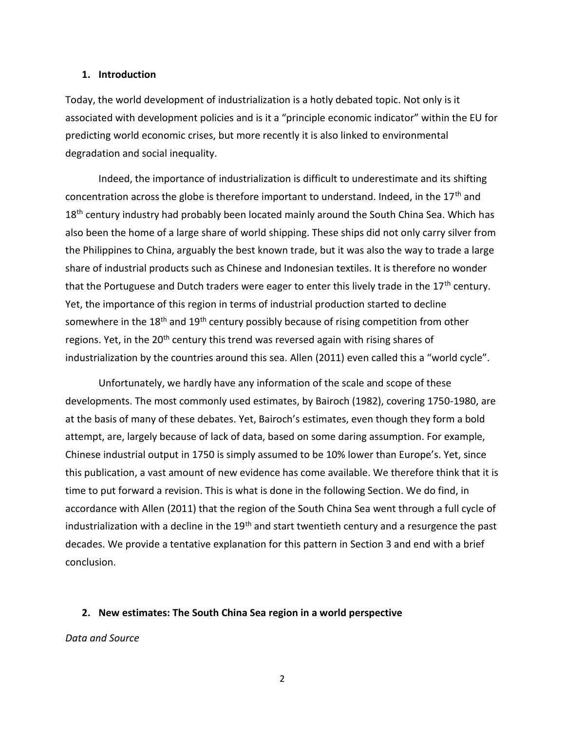## 1. Introduction

Today, the world development of industrialization is a hotly debated topic. Not only is it associated with development policies and is it a "principle economic indicator" within the EU for predicting world economic crises, but more recently it is also linked to environmental degradation and social inequality.

Indeed, the importance of industrialization is difficult to underestimate and its shifting concentration across the globe is therefore important to understand. Indeed, in the 17th and 18th century industry had probably been located mainly around the South China Sea. Which has also been the home of a large share of world shipping. These ships did not only carry silver from the Philippines to China, arguably the best known trade, but it was also the way to trade a large share of industrial products such as Chinese and Indonesian textiles. It is therefore no wonder that the Portuguese and Dutch traders were eager to enter this lively trade in the 17th century. Yet, the importance of this region in terms of industrial production started to decline somewhere in the 18th and 19th century possibly because of rising competition from other regions. Yet, in the 20th century this trend was reversed again with rising shares of industrialization by the countries around this sea. Allen (2011) even called this a "world cycle".

Unfortunately, we hardly have any information of the scale and scope of these developments. The most commonly used estimates, by Bairoch (1982), covering 1750-1980, are at the basis of many of these debates. Yet, Bairoch's estimates, even though they form a bold attempt, are, largely because of lack of data, based on some daring assumption. For example, Chinese industrial output in 1750 is simply assumed to be 10% lower than Europe's. Yet, since this publication, a vast amount of new evidence has come available. We therefore think that it is time to put forward a revision. This is what is done in the following Section. We do find, in accordance with Allen (2011) that the region of the South China Sea went through a full cycle of industrialization with a decline in the 19th and start twentieth century and a resurgence the past decades. We provide a tentative explanation for this pattern in Section 3 and end with a brief conclusion.

## 2. New estimates: The South China Sea region in a world perspective

*Data and Source*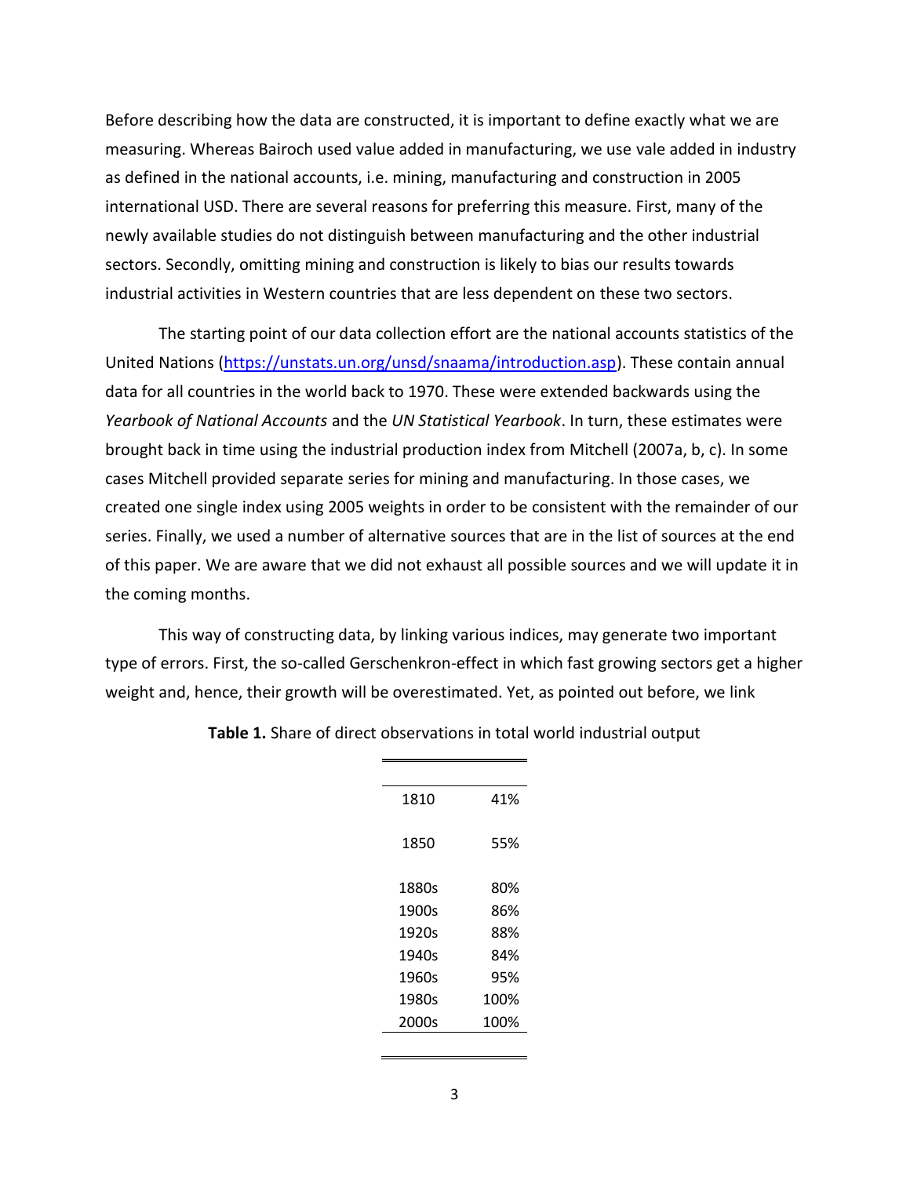Before describing how the data are constructed, it is important to define exactly what we are measuring. Whereas Bairoch used value added in manufacturing, we use vale added in industry as defined in the national accounts, i.e. mining, manufacturing and construction in 2005 international USD. There are several reasons for preferring this measure. First, many of the newly available studies do not distinguish between manufacturing and the other industrial sectors. Secondly, omitting mining and construction is likely to bias our results towards industrial activities in Western countries that are less dependent on these two sectors.

The starting point of our data collection effort are the national accounts statistics of the United Nations (https://unstats.un.org/unsd/snaama/introduction.asp). These contain annual data for all countries in the world back to 1970. These were extended backwards using the *Yearbook of National Accounts* and the *UN Statistical Yearbook*. In turn, these estimates were brought back in time using the industrial production index from Mitchell (2007a, b, c). In some cases Mitchell provided separate series for mining and manufacturing. In those cases, we created one single index using 2005 weights in order to be consistent with the remainder of our series. Finally, we used a number of alternative sources that are in the list of sources at the end of this paper. We are aware that we did not exhaust all possible sources and we will update it in the coming months.

This way of constructing data, by linking various indices, may generate two important type of errors. First, the so-called Gerschenkron-effect in which fast growing sectors get a higher weight and, hence, their growth will be overestimated. Yet, as pointed out before, we link

**Table 1.** Share of direct observations in total world industrial output

| | |
|---|---|
| 1810 | 41% |
| 1850 | 55% |
| 1880s | 80% |
| 1900s | 86% |
| 1920s | 88% |
| 1940s | 84% |
| 1960s | 95% |
| 1980s | 100% |
| 2000s | 100% |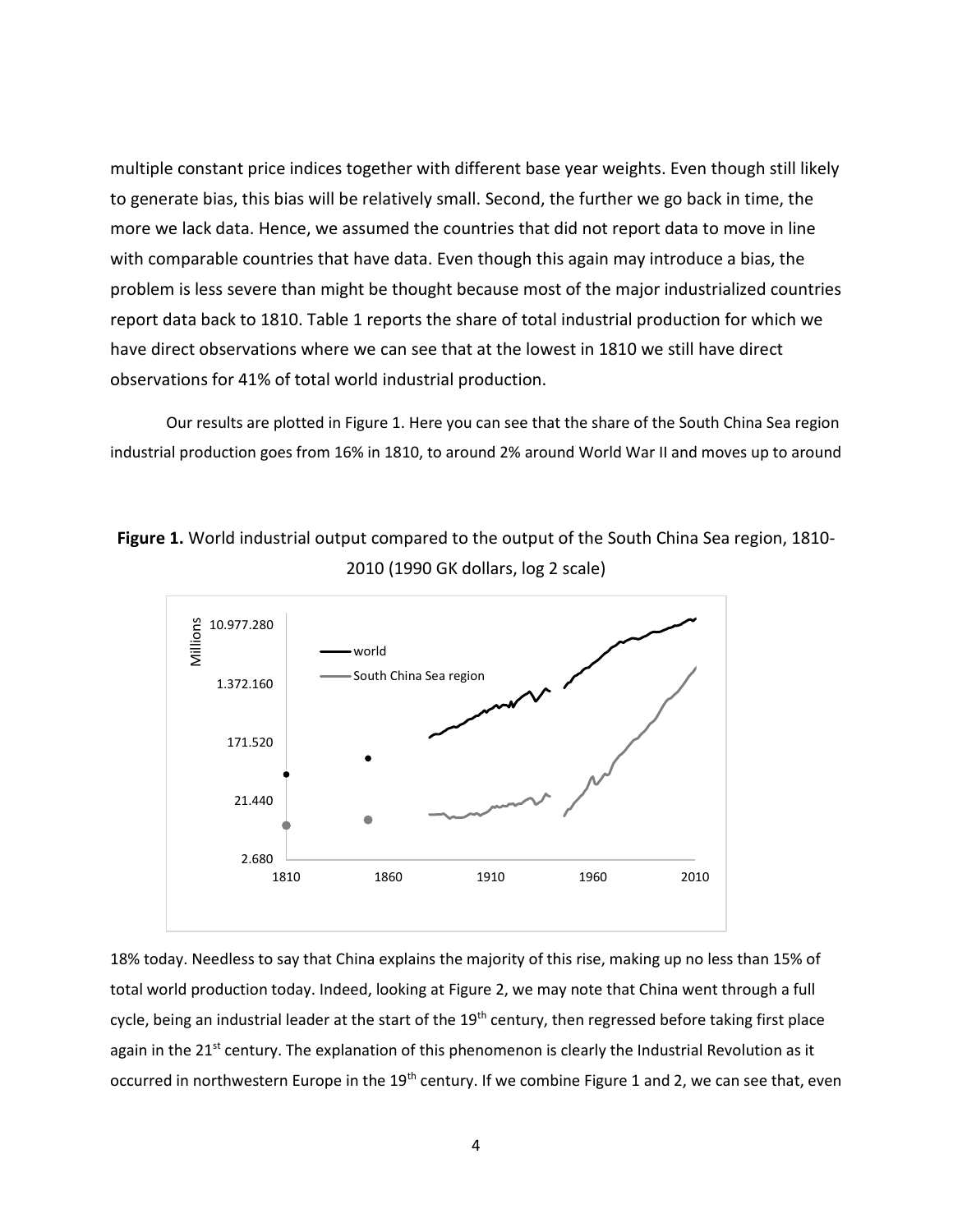multiple constant price indices together with different base year weights. Even though still likely to generate bias, this bias will be relatively small. Second, the further we go back in time, the more we lack data. Hence, we assumed the countries that did not report data to move in line with comparable countries that have data. Even though this again may introduce a bias, the problem is less severe than might be thought because most of the major industrialized countries report data back to 1810. Table 1 reports the share of total industrial production for which we have direct observations where we can see that at the lowest in 1810 we still have direct observations for 41% of total world industrial production.

Our results are plotted in Figure 1. Here you can see that the share of the South China Sea region industrial production goes from 16% in 1810, to around 2% around World War II and moves up to around

**Figure 1.** World industrial output compared to the output of the South China Sea region, 1810-2010 (1990 GK dollars, log 2 scale)

18% today. Needless to say that China explains the majority of this rise, making up no less than 15% of total world production today. Indeed, looking at Figure 2, we may note that China went through a full cycle, being an industrial leader at the start of the 19th century, then regressed before taking first place again in the 21st century. The explanation of this phenomenon is clearly the Industrial Revolution as it occurred in northwestern Europe in the 19th century. If we combine Figure 1 and 2, we can see that, even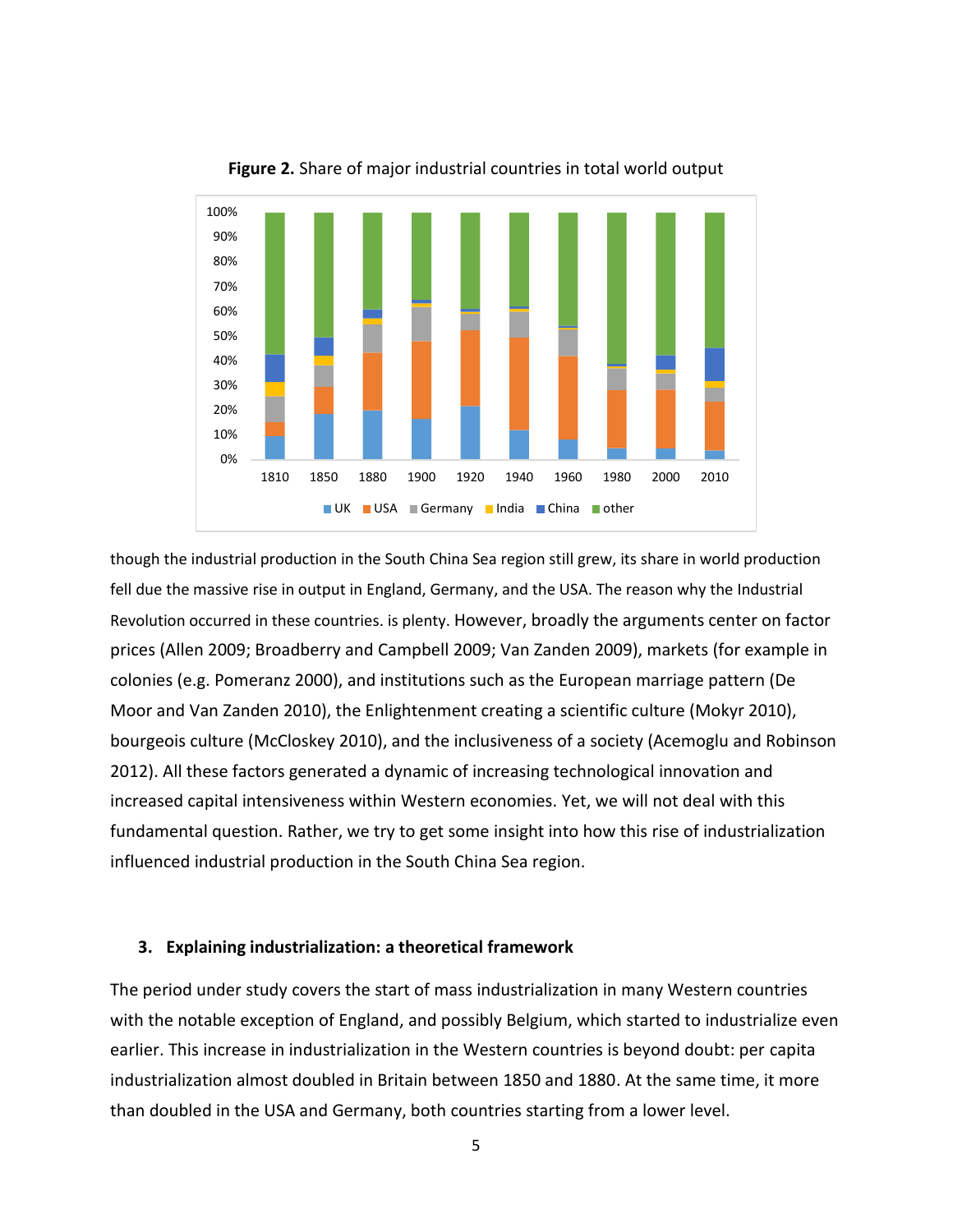**Figure 2.** Share of major industrial countries in total world output

though the industrial production in the South China Sea region still grew, its share in world production fell due the massive rise in output in England, Germany, and the USA. The reason why the Industrial Revolution occurred in these countries. is plenty. However, broadly the arguments center on factor prices (Allen 2009; Broadberry and Campbell 2009; Van Zanden 2009), markets (for example in colonies (e.g. Pomeranz 2000), and institutions such as the European marriage pattern (De Moor and Van Zanden 2010), the Enlightenment creating a scientific culture (Mokyr 2010), bourgeois culture (McCloskey 2010), and the inclusiveness of a society (Acemoglu and Robinson 2012). All these factors generated a dynamic of increasing technological innovation and increased capital intensiveness within Western economies. Yet, we will not deal with this fundamental question. Rather, we try to get some insight into how this rise of industrialization influenced industrial production in the South China Sea region.

## 3. Explaining industrialization: a theoretical framework

The period under study covers the start of mass industrialization in many Western countries with the notable exception of England, and possibly Belgium, which started to industrialize even earlier. This increase in industrialization in the Western countries is beyond doubt: per capita industrialization almost doubled in Britain between 1850 and 1880. At the same time, it more than doubled in the USA and Germany, both countries starting from a lower level.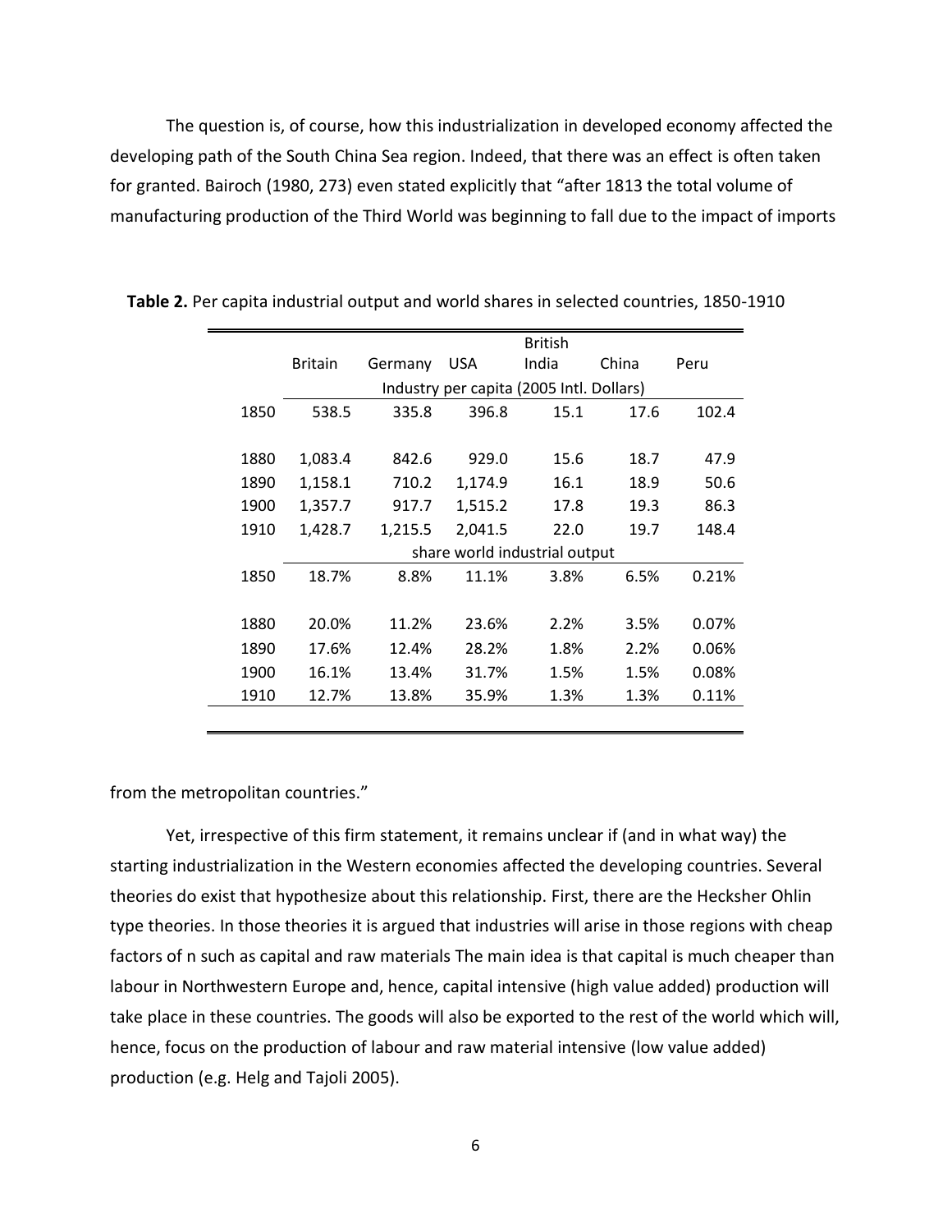The question is, of course, how this industrialization in developed economy affected the developing path of the South China Sea region. Indeed, that there was an effect is often taken for granted. Bairoch (1980, 273) even stated explicitly that "after 1813 the total volume of manufacturing production of the Third World was beginning to fall due to the impact of imports from the metropolitan countries."

**Table 2.** Per capita industrial output and world shares in selected countries, 1850-1910

| | Britain | Germany | USA | British India | China | Peru |
|---|---|---|---|---|---|---|
| | Industry per capita (2005 Intl. Dollars) | | | | | |
| 1850 | 538.5 | 335.8 | 396.8 | 15.1 | 17.6 | 102.4 |
| 1880 | 1,083.4 | 842.6 | 929.0 | 15.6 | 18.7 | 47.9 |
| 1890 | 1,158.1 | 710.2 | 1,174.9 | 16.1 | 18.9 | 50.6 |
| 1900 | 1,357.7 | 917.7 | 1,515.2 | 17.8 | 19.3 | 86.3 |
| 1910 | 1,428.7 | 1,215.5 | 2,041.5 | 22.0 | 19.7 | 148.4 |
| | share world industrial output | | | | | |
| 1850 | 18.7% | 8.8% | 11.1% | 3.8% | 6.5% | 0.21% |
| 1880 | 20.0% | 11.2% | 23.6% | 2.2% | 3.5% | 0.07% |
| 1890 | 17.6% | 12.4% | 28.2% | 1.8% | 2.2% | 0.06% |
| 1900 | 16.1% | 13.4% | 31.7% | 1.5% | 1.5% | 0.08% |
| 1910 | 12.7% | 13.8% | 35.9% | 1.3% | 1.3% | 0.11% |

Yet, irrespective of this firm statement, it remains unclear if (and in what way) the starting industrialization in the Western economies affected the developing countries. Several theories do exist that hypothesize about this relationship. First, there are the Hecksher Ohlin type theories. In those theories it is argued that industries will arise in those regions with cheap factors of n such as capital and raw materials The main idea is that capital is much cheaper than labour in Northwestern Europe and, hence, capital intensive (high value added) production will take place in these countries. The goods will also be exported to the rest of the world which will, hence, focus on the production of labour and raw material intensive (low value added) production (e.g. Helg and Tajoli 2005).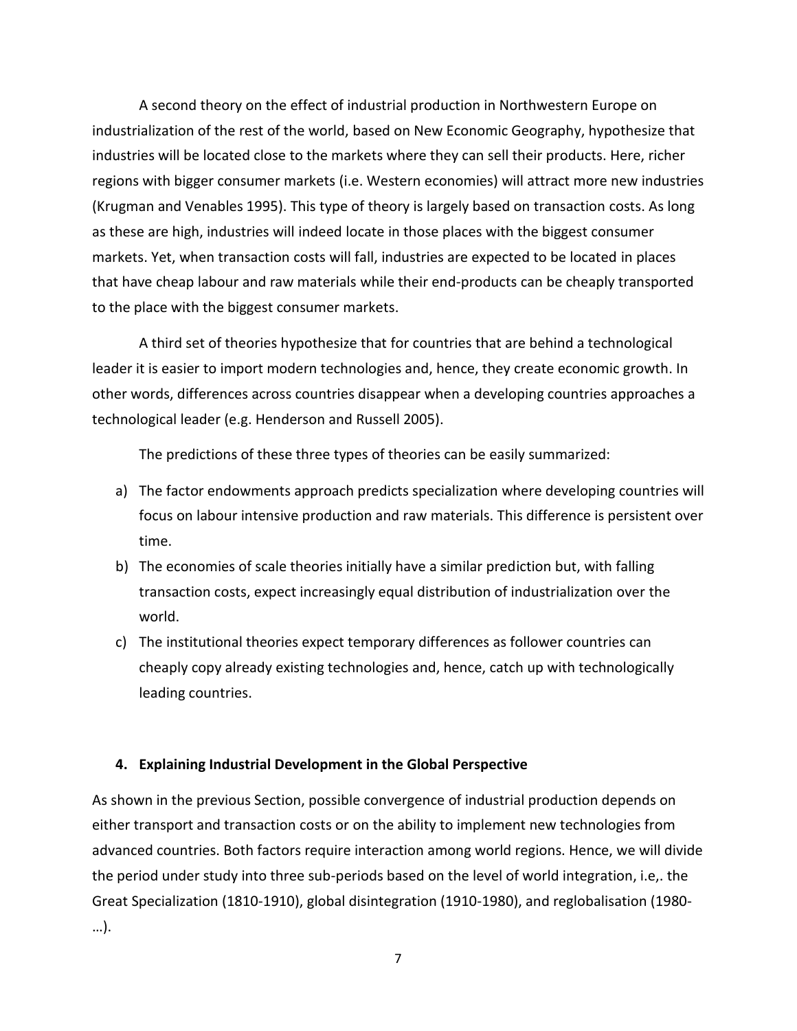A second theory on the effect of industrial production in Northwestern Europe on industrialization of the rest of the world, based on New Economic Geography, hypothesize that industries will be located close to the markets where they can sell their products. Here, richer regions with bigger consumer markets (i.e. Western economies) will attract more new industries (Krugman and Venables 1995). This type of theory is largely based on transaction costs. As long as these are high, industries will indeed locate in those places with the biggest consumer markets. Yet, when transaction costs will fall, industries are expected to be located in places that have cheap labour and raw materials while their end-products can be cheaply transported to the place with the biggest consumer markets.

A third set of theories hypothesize that for countries that are behind a technological leader it is easier to import modern technologies and, hence, they create economic growth. In other words, differences across countries disappear when a developing countries approaches a technological leader (e.g. Henderson and Russell 2005).

The predictions of these three types of theories can be easily summarized:

a) The factor endowments approach predicts specialization where developing countries will focus on labour intensive production and raw materials. This difference is persistent over time.
b) The economies of scale theories initially have a similar prediction but, with falling transaction costs, expect increasingly equal distribution of industrialization over the world.
c) The institutional theories expect temporary differences as follower countries can cheaply copy already existing technologies and, hence, catch up with technologically leading countries.

## 4. Explaining Industrial Development in the Global Perspective

As shown in the previous Section, possible convergence of industrial production depends on either transport and transaction costs or on the ability to implement new technologies from advanced countries. Both factors require interaction among world regions. Hence, we will divide the period under study into three sub-periods based on the level of world integration, i.e,. the Great Specialization (1810-1910), global disintegration (1910-1980), and reglobalisation (1980-…).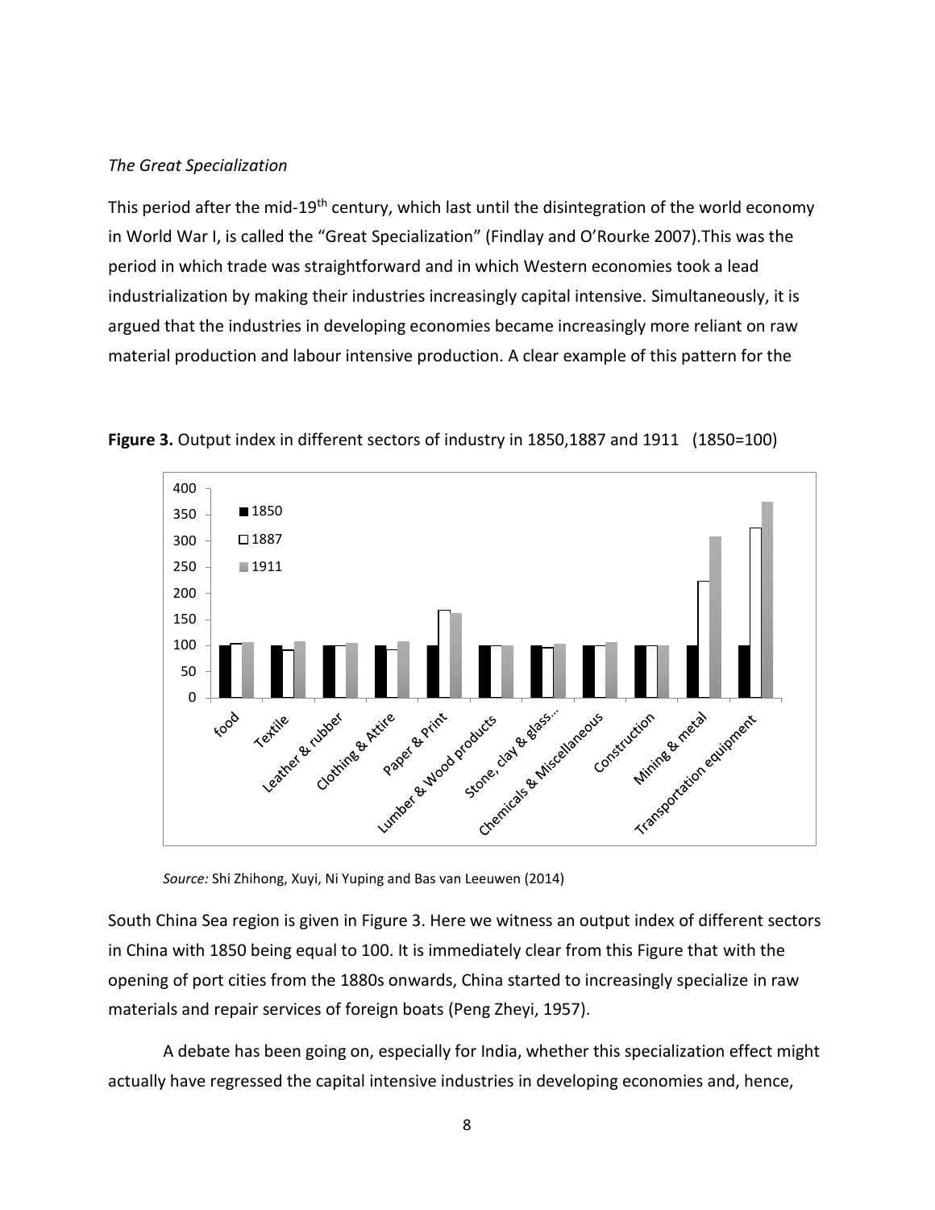*The Great Specialization*

This period after the mid-19th century, which last until the disintegration of the world economy in World War I, is called the "Great Specialization" (Findlay and O'Rourke 2007).This was the period in which trade was straightforward and in which Western economies took a lead industrialization by making their industries increasingly capital intensive. Simultaneously, it is argued that the industries in developing economies became increasingly more reliant on raw material production and labour intensive production. A clear example of this pattern for the

**Figure 3.** Output index in different sectors of industry in 1850,1887 and 1911 (1850=100)

*Source:* Shi Zhihong, Xuyi, Ni Yuping and Bas van Leeuwen (2014)

South China Sea region is given in Figure 3. Here we witness an output index of different sectors in China with 1850 being equal to 100. It is immediately clear from this Figure that with the opening of port cities from the 1880s onwards, China started to increasingly specialize in raw materials and repair services of foreign boats (Peng Zheyi, 1957).

A debate has been going on, especially for India, whether this specialization effect might actually have regressed the capital intensive industries in developing economies and, hence,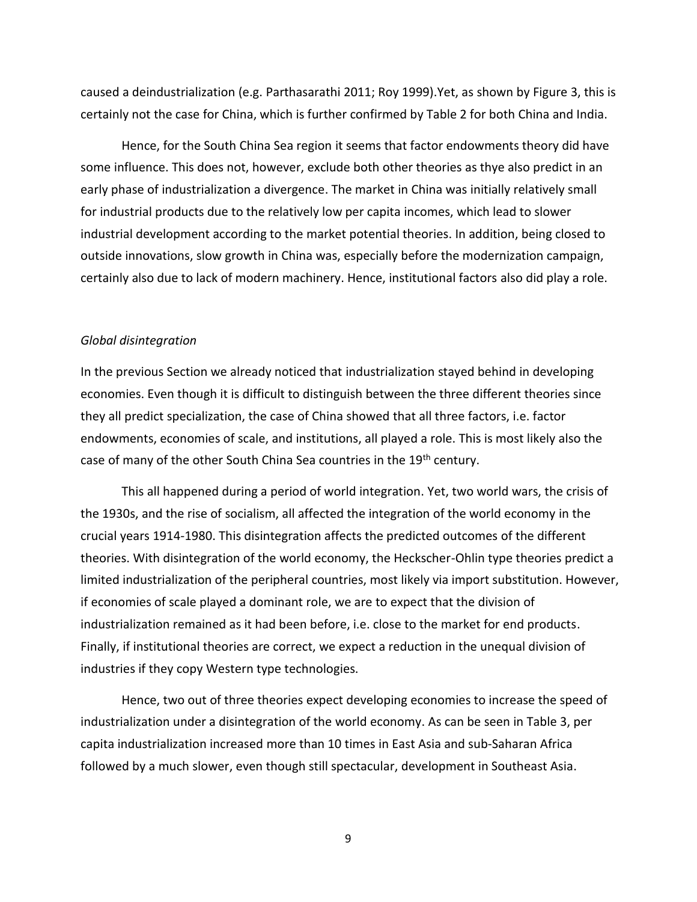caused a deindustrialization (e.g. Parthasarathi 2011; Roy 1999).Yet, as shown by Figure 3, this is certainly not the case for China, which is further confirmed by Table 2 for both China and India.

Hence, for the South China Sea region it seems that factor endowments theory did have some influence. This does not, however, exclude both other theories as thye also predict in an early phase of industrialization a divergence. The market in China was initially relatively small for industrial products due to the relatively low per capita incomes, which lead to slower industrial development according to the market potential theories. In addition, being closed to outside innovations, slow growth in China was, especially before the modernization campaign, certainly also due to lack of modern machinery. Hence, institutional factors also did play a role.

*Global disintegration*

In the previous Section we already noticed that industrialization stayed behind in developing economies. Even though it is difficult to distinguish between the three different theories since they all predict specialization, the case of China showed that all three factors, i.e. factor endowments, economies of scale, and institutions, all played a role. This is most likely also the case of many of the other South China Sea countries in the 19th century.

This all happened during a period of world integration. Yet, two world wars, the crisis of the 1930s, and the rise of socialism, all affected the integration of the world economy in the crucial years 1914-1980. This disintegration affects the predicted outcomes of the different theories. With disintegration of the world economy, the Heckscher-Ohlin type theories predict a limited industrialization of the peripheral countries, most likely via import substitution. However, if economies of scale played a dominant role, we are to expect that the division of industrialization remained as it had been before, i.e. close to the market for end products. Finally, if institutional theories are correct, we expect a reduction in the unequal division of industries if they copy Western type technologies.

Hence, two out of three theories expect developing economies to increase the speed of industrialization under a disintegration of the world economy. As can be seen in Table 3, per capita industrialization increased more than 10 times in East Asia and sub-Saharan Africa followed by a much slower, even though still spectacular, development in Southeast Asia.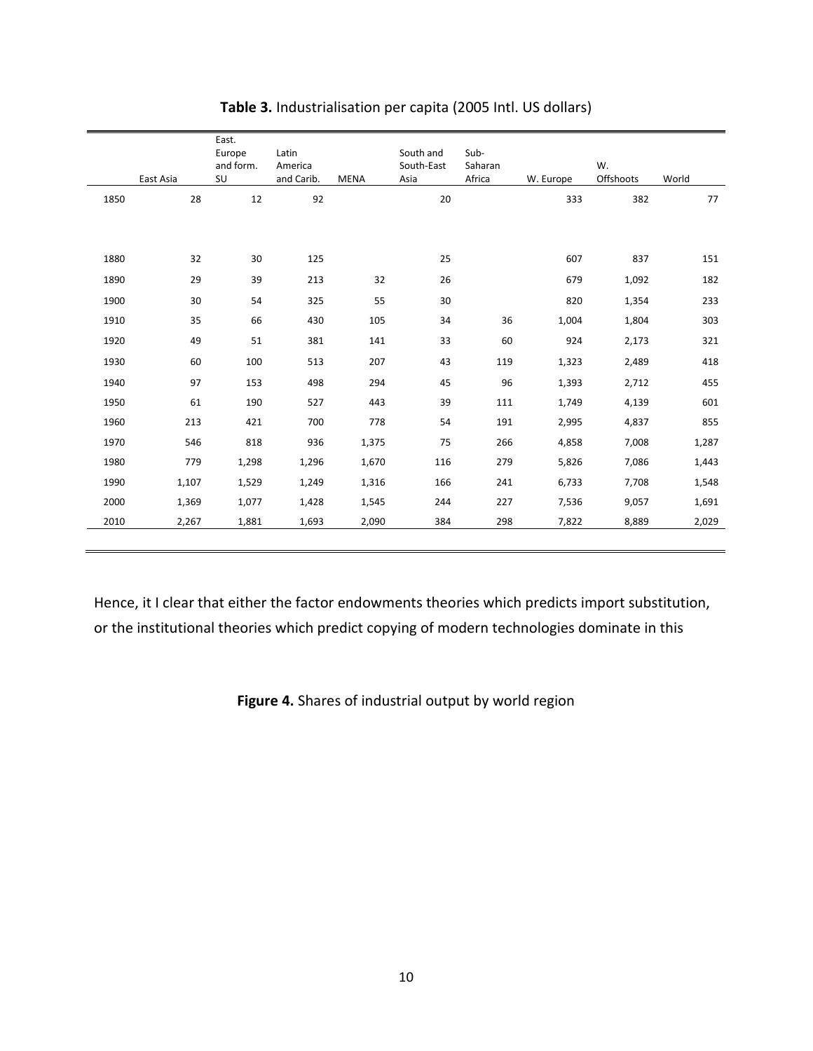**Table 3.** Industrialisation per capita (2005 Intl. US dollars)

| | East Asia | East. Europe and form. SU | Latin America and Carib. | MENA | South and South-East Asia | Sub-Saharan Africa | W. Europe | W. Offshoots | World |
|---|---|---|---|---|---|---|---|---|---|
| 1850 | 28 | 12 | 92 | | 20 | | 333 | 382 | 77 |
| 1880 | 32 | 30 | 125 | | 25 | | 607 | 837 | 151 |
| 1890 | 29 | 39 | 213 | 32 | 26 | | 679 | 1,092 | 182 |
| 1900 | 30 | 54 | 325 | 55 | 30 | | 820 | 1,354 | 233 |
| 1910 | 35 | 66 | 430 | 105 | 34 | 36 | 1,004 | 1,804 | 303 |
| 1920 | 49 | 51 | 381 | 141 | 33 | 60 | 924 | 2,173 | 321 |
| 1930 | 60 | 100 | 513 | 207 | 43 | 119 | 1,323 | 2,489 | 418 |
| 1940 | 97 | 153 | 498 | 294 | 45 | 96 | 1,393 | 2,712 | 455 |
| 1950 | 61 | 190 | 527 | 443 | 39 | 111 | 1,749 | 4,139 | 601 |
| 1960 | 213 | 421 | 700 | 778 | 54 | 191 | 2,995 | 4,837 | 855 |
| 1970 | 546 | 818 | 936 | 1,375 | 75 | 266 | 4,858 | 7,008 | 1,287 |
| 1980 | 779 | 1,298 | 1,296 | 1,670 | 116 | 279 | 5,826 | 7,086 | 1,443 |
| 1990 | 1,107 | 1,529 | 1,249 | 1,316 | 166 | 241 | 6,733 | 7,708 | 1,548 |
| 2000 | 1,369 | 1,077 | 1,428 | 1,545 | 244 | 227 | 7,536 | 9,057 | 1,691 |
| 2010 | 2,267 | 1,881 | 1,693 | 2,090 | 384 | 298 | 7,822 | 8,889 | 2,029 |

Hence, it I clear that either the factor endowments theories which predicts import substitution, or the institutional theories which predict copying of modern technologies dominate in this

**Figure 4.** Shares of industrial output by world region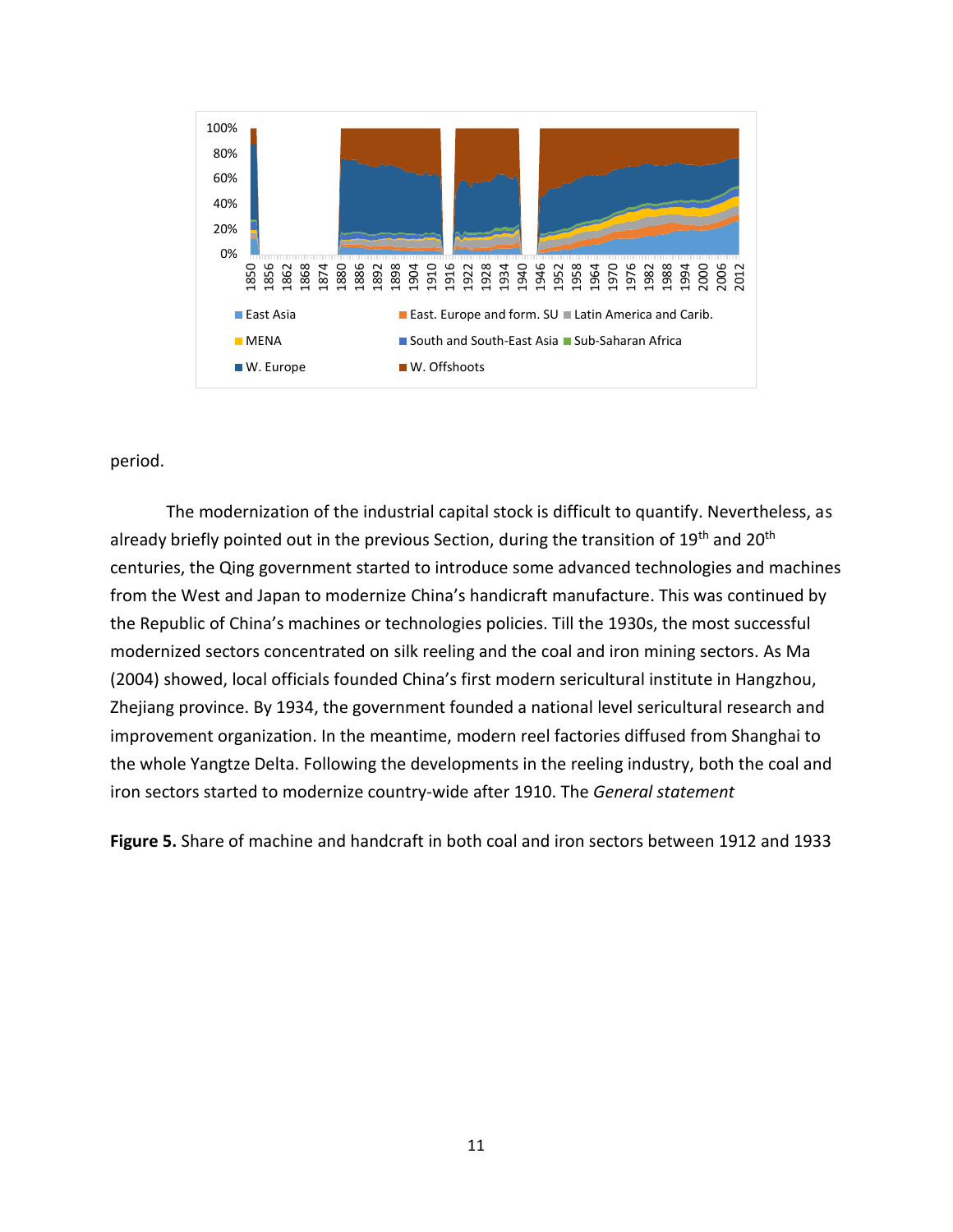period.

The modernization of the industrial capital stock is difficult to quantify. Nevertheless, as already briefly pointed out in the previous Section, during the transition of 19th and 20th centuries, the Qing government started to introduce some advanced technologies and machines from the West and Japan to modernize China's handicraft manufacture. This was continued by the Republic of China's machines or technologies policies. Till the 1930s, the most successful modernized sectors concentrated on silk reeling and the coal and iron mining sectors. As Ma (2004) showed, local officials founded China's first modern sericultural institute in Hangzhou, Zhejiang province. By 1934, the government founded a national level sericultural research and improvement organization. In the meantime, modern reel factories diffused from Shanghai to the whole Yangtze Delta. Following the developments in the reeling industry, both the coal and iron sectors started to modernize country-wide after 1910. The *General statement*

**Figure 5.** Share of machine and handcraft in both coal and iron sectors between 1912 and 1933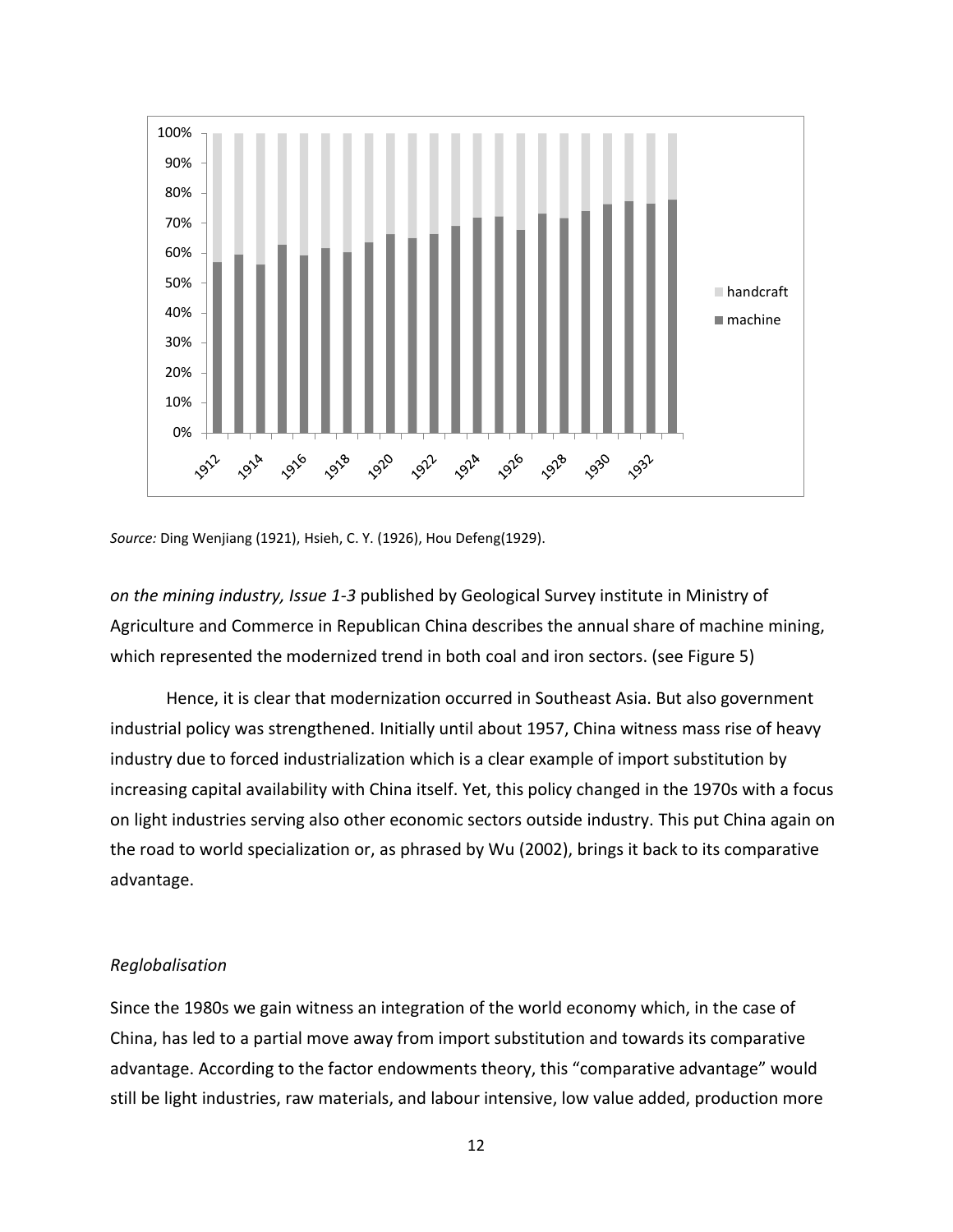*Source:* Ding Wenjiang (1921), Hsieh, C. Y. (1926), Hou Defeng(1929).

*on the mining industry, Issue 1-3* published by Geological Survey institute in Ministry of Agriculture and Commerce in Republican China describes the annual share of machine mining, which represented the modernized trend in both coal and iron sectors. (see Figure 5)

Hence, it is clear that modernization occurred in Southeast Asia. But also government industrial policy was strengthened. Initially until about 1957, China witness mass rise of heavy industry due to forced industrialization which is a clear example of import substitution by increasing capital availability with China itself. Yet, this policy changed in the 1970s with a focus on light industries serving also other economic sectors outside industry. This put China again on the road to world specialization or, as phrased by Wu (2002), brings it back to its comparative advantage.

### *Reglobalisation*

Since the 1980s we gain witness an integration of the world economy which, in the case of China, has led to a partial move away from import substitution and towards its comparative advantage. According to the factor endowments theory, this "comparative advantage" would still be light industries, raw materials, and labour intensive, low value added, production more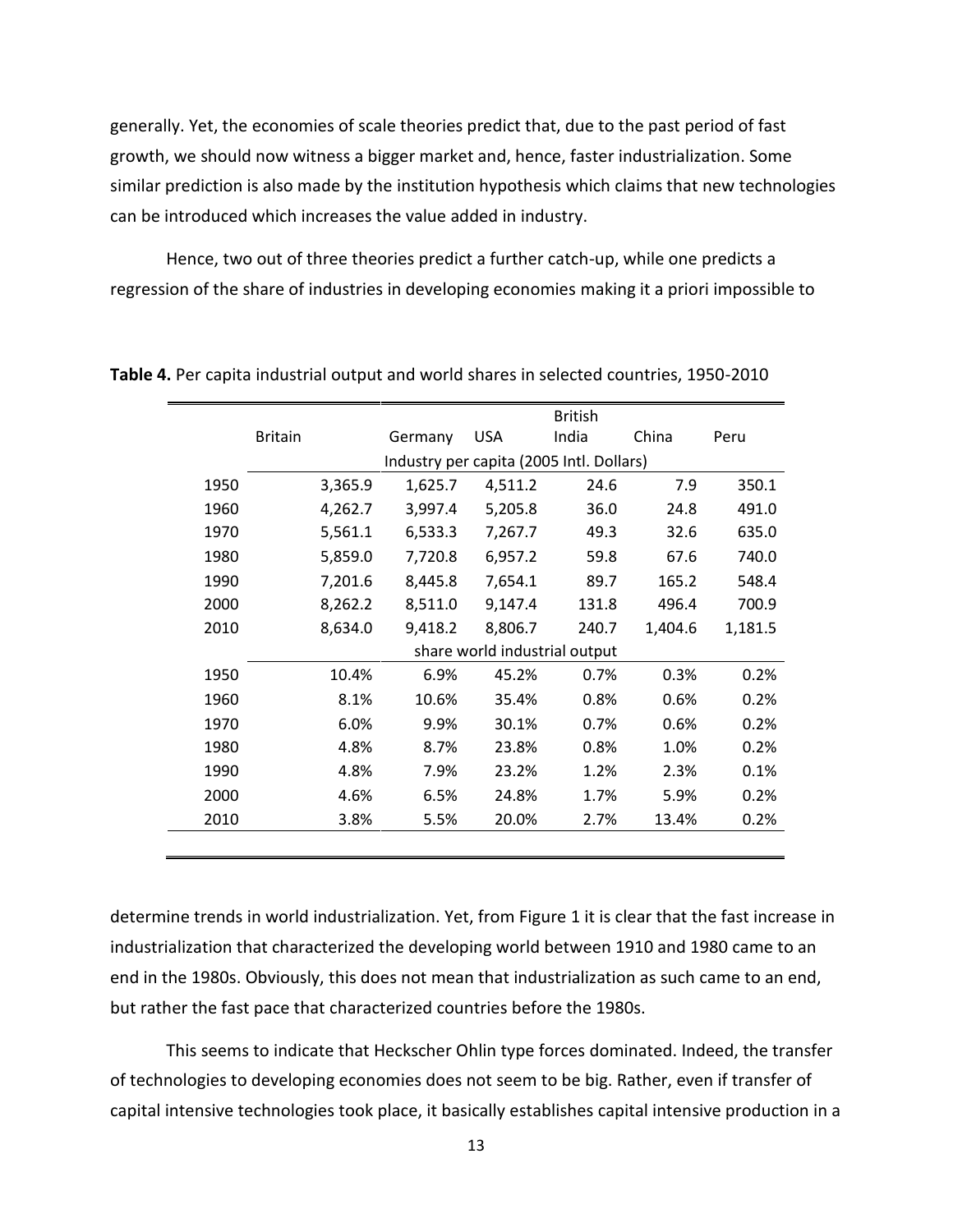generally. Yet, the economies of scale theories predict that, due to the past period of fast growth, we should now witness a bigger market and, hence, faster industrialization. Some similar prediction is also made by the institution hypothesis which claims that new technologies can be introduced which increases the value added in industry.

Hence, two out of three theories predict a further catch-up, while one predicts a regression of the share of industries in developing economies making it a priori impossible to determine trends in world industrialization. Yet, from Figure 1 it is clear that the fast increase in industrialization that characterized the developing world between 1910 and 1980 came to an end in the 1980s. Obviously, this does not mean that industrialization as such came to an end, but rather the fast pace that characterized countries before the 1980s.

**Table 4.** Per capita industrial output and world shares in selected countries, 1950-2010

| | Britain | Germany | USA | British India | China | Peru |
|---|---|---|---|---|---|---|
| | Industry per capita (2005 Intl. Dollars) | | | | | |
| 1950 | 3,365.9 | 1,625.7 | 4,511.2 | 24.6 | 7.9 | 350.1 |
| 1960 | 4,262.7 | 3,997.4 | 5,205.8 | 36.0 | 24.8 | 491.0 |
| 1970 | 5,561.1 | 6,533.3 | 7,267.7 | 49.3 | 32.6 | 635.0 |
| 1980 | 5,859.0 | 7,720.8 | 6,957.2 | 59.8 | 67.6 | 740.0 |
| 1990 | 7,201.6 | 8,445.8 | 7,654.1 | 89.7 | 165.2 | 548.4 |
| 2000 | 8,262.2 | 8,511.0 | 9,147.4 | 131.8 | 496.4 | 700.9 |
| 2010 | 8,634.0 | 9,418.2 | 8,806.7 | 240.7 | 1,404.6 | 1,181.5 |
| | share world industrial output | | | | | |
| 1950 | 10.4% | 6.9% | 45.2% | 0.7% | 0.3% | 0.2% |
| 1960 | 8.1% | 10.6% | 35.4% | 0.8% | 0.6% | 0.2% |
| 1970 | 6.0% | 9.9% | 30.1% | 0.7% | 0.6% | 0.2% |
| 1980 | 4.8% | 8.7% | 23.8% | 0.8% | 1.0% | 0.2% |
| 1990 | 4.8% | 7.9% | 23.2% | 1.2% | 2.3% | 0.1% |
| 2000 | 4.6% | 6.5% | 24.8% | 1.7% | 5.9% | 0.2% |
| 2010 | 3.8% | 5.5% | 20.0% | 2.7% | 13.4% | 0.2% |

This seems to indicate that Heckscher Ohlin type forces dominated. Indeed, the transfer of technologies to developing economies does not seem to be big. Rather, even if transfer of capital intensive technologies took place, it basically establishes capital intensive production in a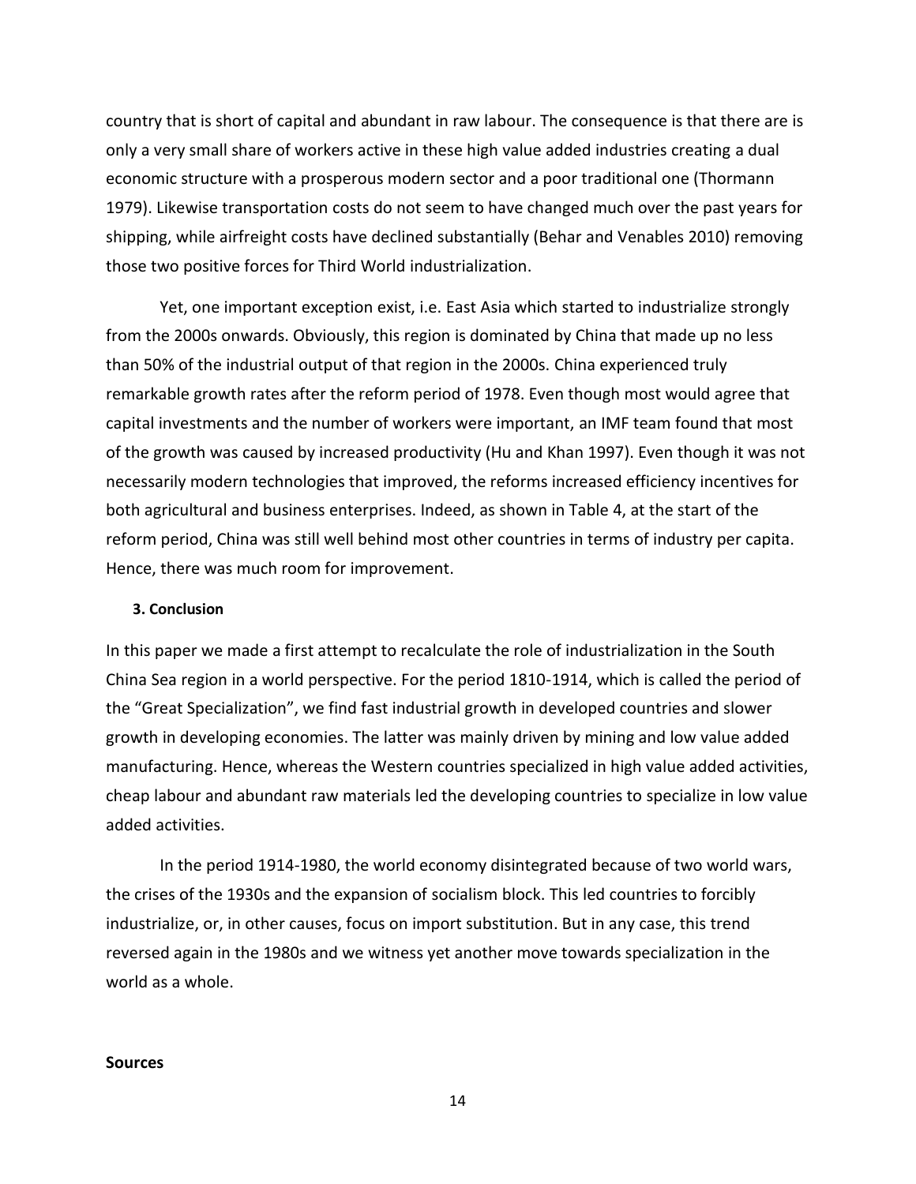country that is short of capital and abundant in raw labour. The consequence is that there are is only a very small share of workers active in these high value added industries creating a dual economic structure with a prosperous modern sector and a poor traditional one (Thormann 1979). Likewise transportation costs do not seem to have changed much over the past years for shipping, while airfreight costs have declined substantially (Behar and Venables 2010) removing those two positive forces for Third World industrialization.

Yet, one important exception exist, i.e. East Asia which started to industrialize strongly from the 2000s onwards. Obviously, this region is dominated by China that made up no less than 50% of the industrial output of that region in the 2000s. China experienced truly remarkable growth rates after the reform period of 1978. Even though most would agree that capital investments and the number of workers were important, an IMF team found that most of the growth was caused by increased productivity (Hu and Khan 1997). Even though it was not necessarily modern technologies that improved, the reforms increased efficiency incentives for both agricultural and business enterprises. Indeed, as shown in Table 4, at the start of the reform period, China was still well behind most other countries in terms of industry per capita. Hence, there was much room for improvement.

#### 3. Conclusion

In this paper we made a first attempt to recalculate the role of industrialization in the South China Sea region in a world perspective. For the period 1810-1914, which is called the period of the "Great Specialization", we find fast industrial growth in developed countries and slower growth in developing economies. The latter was mainly driven by mining and low value added manufacturing. Hence, whereas the Western countries specialized in high value added activities, cheap labour and abundant raw materials led the developing countries to specialize in low value added activities.

In the period 1914-1980, the world economy disintegrated because of two world wars, the crises of the 1930s and the expansion of socialism block. This led countries to forcibly industrialize, or, in other causes, focus on import substitution. But in any case, this trend reversed again in the 1980s and we witness yet another move towards specialization in the world as a whole.

### Sources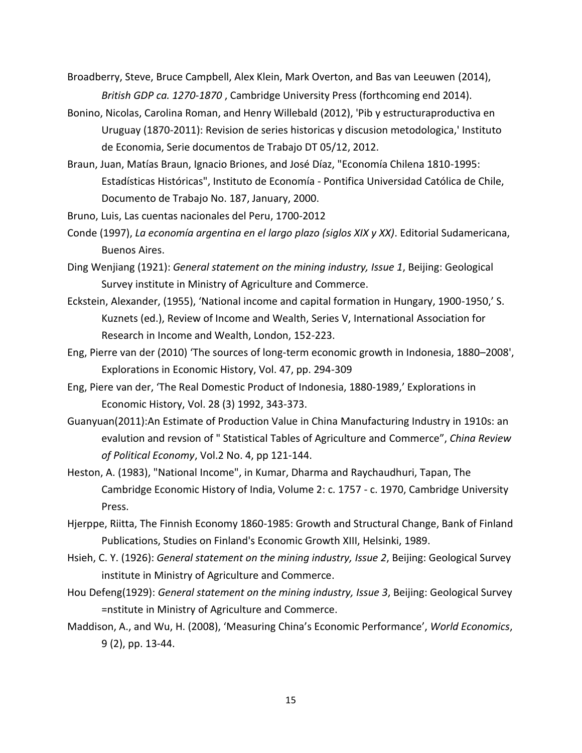Broadberry, Steve, Bruce Campbell, Alex Klein, Mark Overton, and Bas van Leeuwen (2014), *British GDP ca. 1270-1870* , Cambridge University Press (forthcoming end 2014).

Bonino, Nicolas, Carolina Roman, and Henry Willebald (2012), 'Pib y estructuraproductiva en Uruguay (1870-2011): Revision de series historicas y discusion metodologica,' Instituto de Economia, Serie documentos de Trabajo DT 05/12, 2012.

Braun, Juan, Matías Braun, Ignacio Briones, and José Díaz, "Economía Chilena 1810-1995: Estadísticas Históricas", Instituto de Economía - Pontifica Universidad Católica de Chile, Documento de Trabajo No. 187, January, 2000.

Bruno, Luis, Las cuentas nacionales del Peru, 1700-2012

Conde (1997), *La economía argentina en el largo plazo (siglos XIX y XX)*. Editorial Sudamericana, Buenos Aires.

Ding Wenjiang (1921): *General statement on the mining industry, Issue 1*, Beijing: Geological Survey institute in Ministry of Agriculture and Commerce.

Eckstein, Alexander, (1955), 'National income and capital formation in Hungary, 1900-1950,' S. Kuznets (ed.), Review of Income and Wealth, Series V, International Association for Research in Income and Wealth, London, 152-223.

Eng, Pierre van der (2010) 'The sources of long-term economic growth in Indonesia, 1880–2008', Explorations in Economic History, Vol. 47, pp. 294-309

Eng, Piere van der, 'The Real Domestic Product of Indonesia, 1880-1989,' Explorations in Economic History, Vol. 28 (3) 1992, 343-373.

Guanyuan(2011):An Estimate of Production Value in China Manufacturing Industry in 1910s: an evalution and revsion of " Statistical Tables of Agriculture and Commerce", *China Review of Political Economy*, Vol.2 No. 4, pp 121-144.

Heston, A. (1983), "National Income", in Kumar, Dharma and Raychaudhuri, Tapan, The Cambridge Economic History of India, Volume 2: c. 1757 - c. 1970, Cambridge University Press.

Hjerppe, Riitta, The Finnish Economy 1860-1985: Growth and Structural Change, Bank of Finland Publications, Studies on Finland's Economic Growth XIII, Helsinki, 1989.

Hsieh, C. Y. (1926): *General statement on the mining industry, Issue 2*, Beijing: Geological Survey institute in Ministry of Agriculture and Commerce.

Hou Defeng(1929): *General statement on the mining industry, Issue 3*, Beijing: Geological Survey =nstitute in Ministry of Agriculture and Commerce.

Maddison, A., and Wu, H. (2008), 'Measuring China's Economic Performance', *World Economics*, 9 (2), pp. 13-44.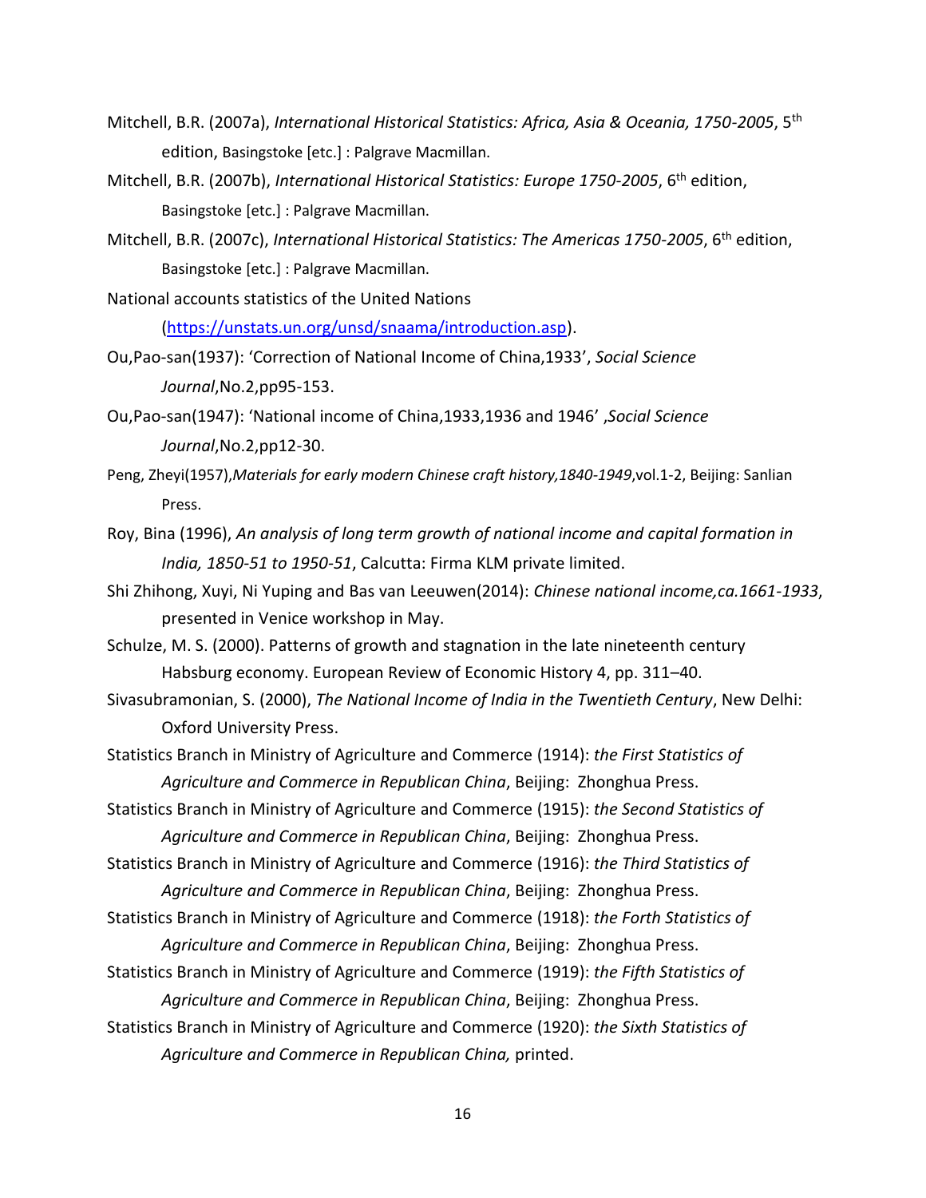Mitchell, B.R. (2007a), *International Historical Statistics: Africa, Asia & Oceania, 1750-2005*, 5th edition, Basingstoke [etc.] : Palgrave Macmillan.

Mitchell, B.R. (2007b), *International Historical Statistics: Europe 1750-2005*, 6th edition, Basingstoke [etc.] : Palgrave Macmillan.

Mitchell, B.R. (2007c), *International Historical Statistics: The Americas 1750-2005*, 6th edition, Basingstoke [etc.] : Palgrave Macmillan.

National accounts statistics of the United Nations (https://unstats.un.org/unsd/snaama/introduction.asp).

Ou,Pao-san(1937): 'Correction of National Income of China,1933', *Social Science Journal*,No.2,pp95-153.

Ou,Pao-san(1947): 'National income of China,1933,1936 and 1946' ,*Social Science Journal*,No.2,pp12-30.

Peng, Zheyi(1957),*Materials for early modern Chinese craft history,1840-1949*,vol.1-2, Beijing: Sanlian Press.

Roy, Bina (1996), *An analysis of long term growth of national income and capital formation in India, 1850-51 to 1950-51*, Calcutta: Firma KLM private limited.

Shi Zhihong, Xuyi, Ni Yuping and Bas van Leeuwen(2014): *Chinese national income,ca.1661-1933*, presented in Venice workshop in May.

Schulze, M. S. (2000). Patterns of growth and stagnation in the late nineteenth century Habsburg economy. European Review of Economic History 4, pp. 311–40.

Sivasubramonian, S. (2000), *The National Income of India in the Twentieth Century*, New Delhi: Oxford University Press.

Statistics Branch in Ministry of Agriculture and Commerce (1914): *the First Statistics of Agriculture and Commerce in Republican China*, Beijing: Zhonghua Press.

Statistics Branch in Ministry of Agriculture and Commerce (1915): *the Second Statistics of Agriculture and Commerce in Republican China*, Beijing: Zhonghua Press.

Statistics Branch in Ministry of Agriculture and Commerce (1916): *the Third Statistics of Agriculture and Commerce in Republican China*, Beijing: Zhonghua Press.

Statistics Branch in Ministry of Agriculture and Commerce (1918): *the Forth Statistics of Agriculture and Commerce in Republican China*, Beijing: Zhonghua Press.

Statistics Branch in Ministry of Agriculture and Commerce (1919): *the Fifth Statistics of Agriculture and Commerce in Republican China*, Beijing: Zhonghua Press.

Statistics Branch in Ministry of Agriculture and Commerce (1920): *the Sixth Statistics of Agriculture and Commerce in Republican China,* printed.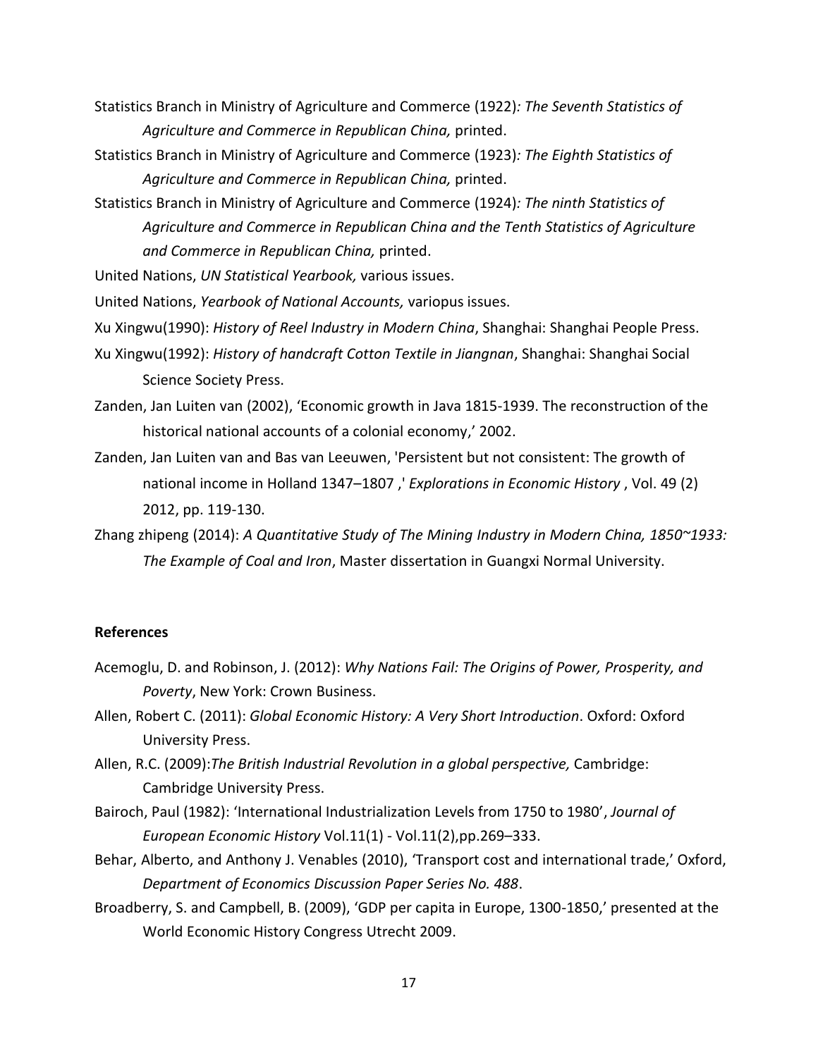Statistics Branch in Ministry of Agriculture and Commerce (1922)*: The Seventh Statistics of Agriculture and Commerce in Republican China,* printed.

Statistics Branch in Ministry of Agriculture and Commerce (1923)*: The Eighth Statistics of Agriculture and Commerce in Republican China,* printed.

Statistics Branch in Ministry of Agriculture and Commerce (1924)*: The ninth Statistics of Agriculture and Commerce in Republican China and the Tenth Statistics of Agriculture and Commerce in Republican China,* printed.

United Nations, *UN Statistical Yearbook,* various issues.

United Nations, *Yearbook of National Accounts,* variopus issues.

Xu Xingwu(1990): *History of Reel Industry in Modern China*, Shanghai: Shanghai People Press.

Xu Xingwu(1992): *History of handcraft Cotton Textile in Jiangnan*, Shanghai: Shanghai Social Science Society Press.

Zanden, Jan Luiten van (2002), 'Economic growth in Java 1815-1939. The reconstruction of the historical national accounts of a colonial economy,' 2002.

Zanden, Jan Luiten van and Bas van Leeuwen, 'Persistent but not consistent: The growth of national income in Holland 1347–1807 ,' *Explorations in Economic History* , Vol. 49 (2) 2012, pp. 119-130.

Zhang zhipeng (2014): *A Quantitative Study of The Mining Industry in Modern China, 1850~1933: The Example of Coal and Iron*, Master dissertation in Guangxi Normal University.

**References**

Acemoglu, D. and Robinson, J. (2012): *Why Nations Fail: The Origins of Power, Prosperity, and Poverty*, New York: Crown Business.

Allen, Robert C. (2011): *Global Economic History: A Very Short Introduction*. Oxford: Oxford University Press.

Allen, R.C. (2009):*The British Industrial Revolution in a global perspective,* Cambridge: Cambridge University Press.

Bairoch, Paul (1982): 'International Industrialization Levels from 1750 to 1980', *Journal of European Economic History* Vol.11(1) - Vol.11(2),pp.269–333.

Behar, Alberto, and Anthony J. Venables (2010), 'Transport cost and international trade,' Oxford, *Department of Economics Discussion Paper Series No. 488*.

Broadberry, S. and Campbell, B. (2009), 'GDP per capita in Europe, 1300-1850,' presented at the World Economic History Congress Utrecht 2009.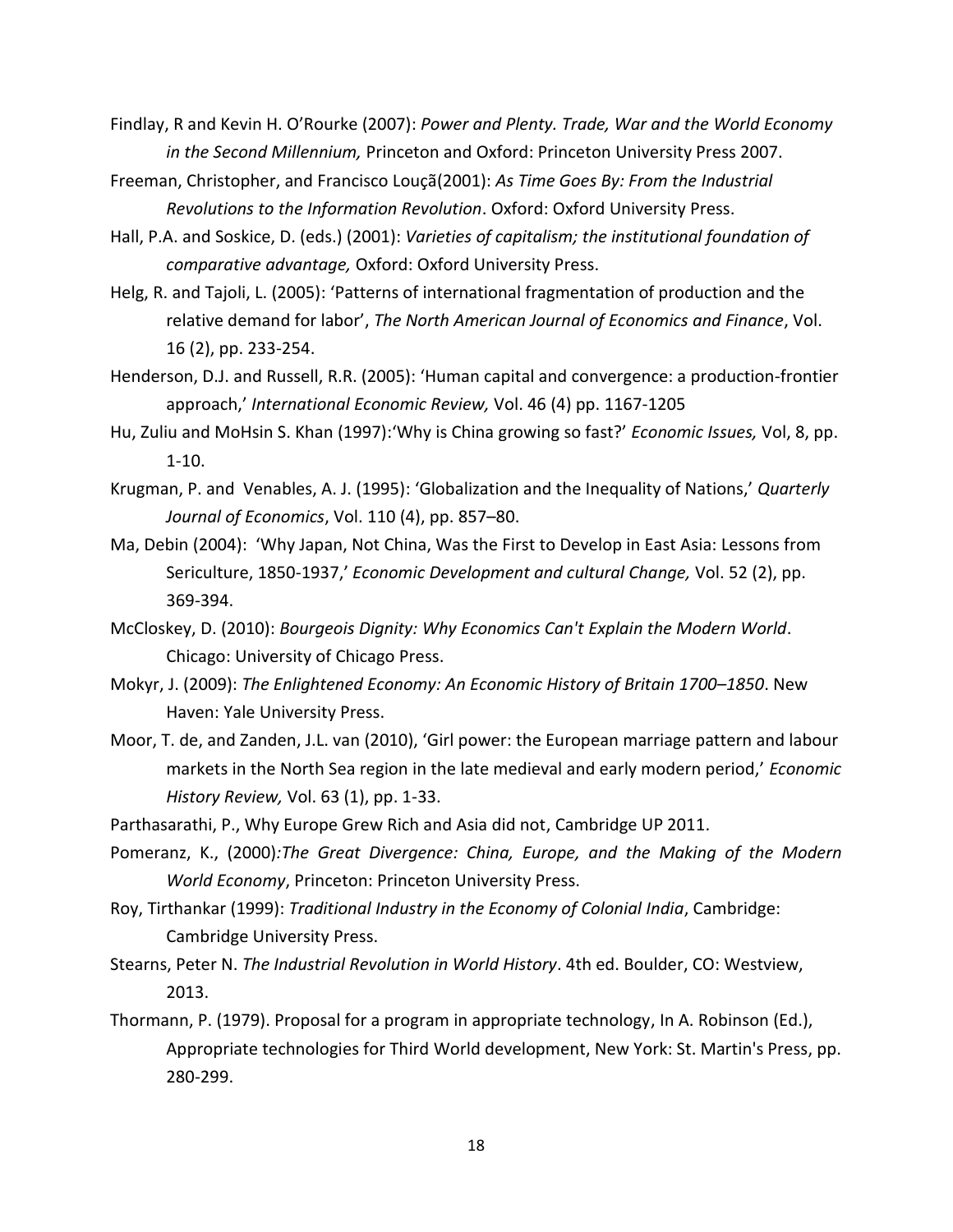Findlay, R and Kevin H. O'Rourke (2007): *Power and Plenty. Trade, War and the World Economy in the Second Millennium,* Princeton and Oxford: Princeton University Press 2007.

Freeman, Christopher, and Francisco Louçã(2001): *As Time Goes By: From the Industrial Revolutions to the Information Revolution*. Oxford: Oxford University Press.

Hall, P.A. and Soskice, D. (eds.) (2001): *Varieties of capitalism; the institutional foundation of comparative advantage,* Oxford: Oxford University Press.

Helg, R. and Tajoli, L. (2005): 'Patterns of international fragmentation of production and the relative demand for labor', *The North American Journal of Economics and Finance*, Vol. 16 (2), pp. 233-254.

Henderson, D.J. and Russell, R.R. (2005): 'Human capital and convergence: a production-frontier approach,' *International Economic Review,* Vol. 46 (4) pp. 1167-1205

Hu, Zuliu and MoHsin S. Khan (1997):'Why is China growing so fast?' *Economic Issues,* Vol, 8, pp. 1-10.

Krugman, P. and Venables, A. J. (1995): 'Globalization and the Inequality of Nations,' *Quarterly Journal of Economics*, Vol. 110 (4), pp. 857–80.

Ma, Debin (2004): 'Why Japan, Not China, Was the First to Develop in East Asia: Lessons from Sericulture, 1850-1937,' *Economic Development and cultural Change,* Vol. 52 (2), pp. 369-394.

McCloskey, D. (2010): *Bourgeois Dignity: Why Economics Can't Explain the Modern World*. Chicago: University of Chicago Press.

Mokyr, J. (2009): *The Enlightened Economy: An Economic History of Britain 1700–1850*. New Haven: Yale University Press.

Moor, T. de, and Zanden, J.L. van (2010), 'Girl power: the European marriage pattern and labour markets in the North Sea region in the late medieval and early modern period,' *Economic History Review,* Vol. 63 (1), pp. 1-33.

Parthasarathi, P., Why Europe Grew Rich and Asia did not, Cambridge UP 2011.

Pomeranz, K., (2000)*:The Great Divergence: China, Europe, and the Making of the Modern World Economy*, Princeton: Princeton University Press.

Roy, Tirthankar (1999): *Traditional Industry in the Economy of Colonial India*, Cambridge: Cambridge University Press.

Stearns, Peter N. *The Industrial Revolution in World History*. 4th ed. Boulder, CO: Westview, 2013.

Thormann, P. (1979). Proposal for a program in appropriate technology, In A. Robinson (Ed.), Appropriate technologies for Third World development, New York: St. Martin's Press, pp. 280-299.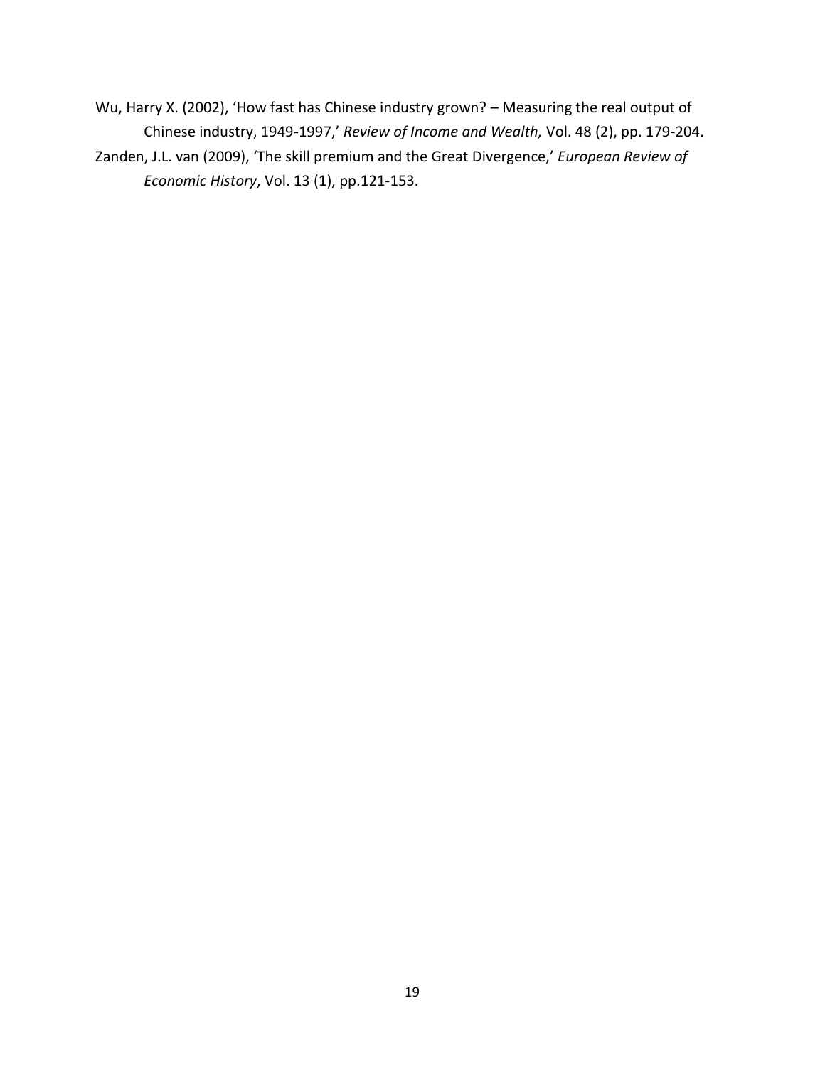Wu, Harry X. (2002), 'How fast has Chinese industry grown? – Measuring the real output of Chinese industry, 1949-1997,' *Review of Income and Wealth,* Vol. 48 (2), pp. 179-204.

Zanden, J.L. van (2009), 'The skill premium and the Great Divergence,' *European Review of Economic History*, Vol. 13 (1), pp.121-153.